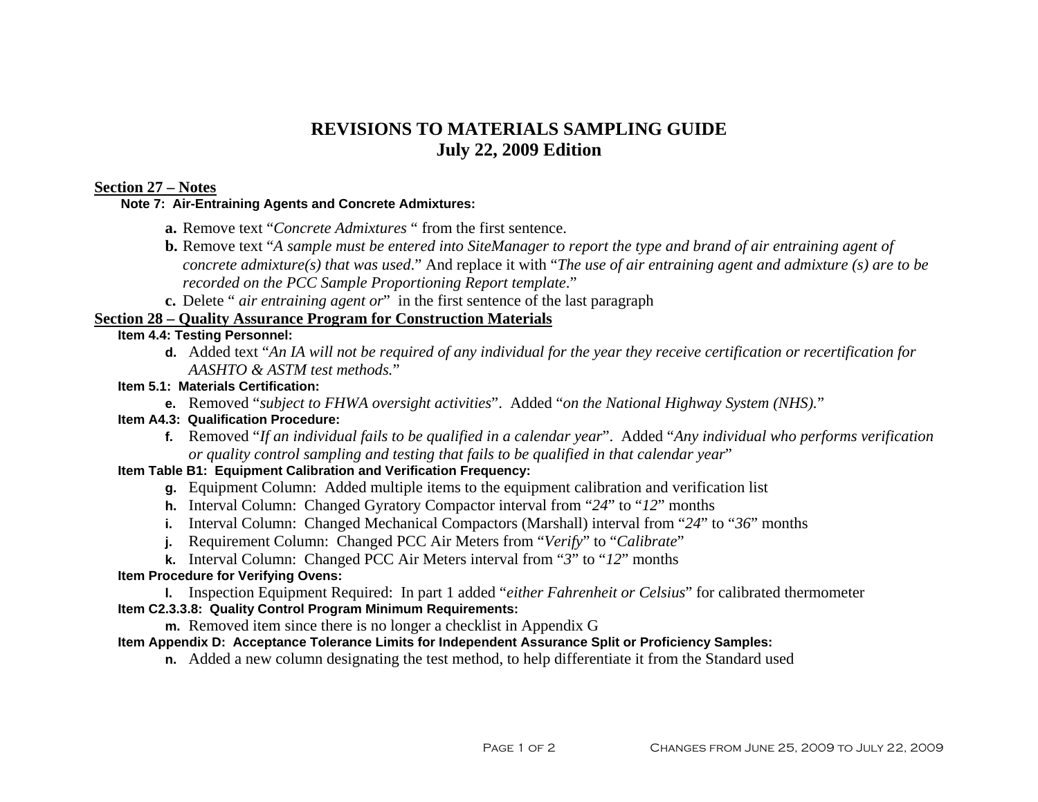# REVISIONS TO MATERIALS SAMPLING GUIDE
## July 22, 2009 Edition

**Section 27 – Notes**

**Note 7: Air-Entraining Agents and Concrete Admixtures:**

- **a.** Remove text "*Concrete Admixtures* " from the first sentence.
- **b.** Remove text "*A sample must be entered into SiteManager to report the type and brand of air entraining agent of concrete admixture(s) that was used*." And replace it with "*The use of air entraining agent and admixture (s) are to be recorded on the PCC Sample Proportioning Report template*."
- **c.** Delete " *air entraining agent or*" in the first sentence of the last paragraph

**Section 28 – Quality Assurance Program for Construction Materials**

**Item 4.4: Testing Personnel:**

- **d.** Added text "*An IA will not be required of any individual for the year they receive certification or recertification for AASHTO & ASTM test methods.*"

**Item 5.1: Materials Certification:**

- **e.** Removed "*subject to FHWA oversight activities*". Added "*on the National Highway System (NHS).*"

**Item A4.3: Qualification Procedure:**

- **f.** Removed "*If an individual fails to be qualified in a calendar year*". Added "*Any individual who performs verification or quality control sampling and testing that fails to be qualified in that calendar year*"

**Item Table B1: Equipment Calibration and Verification Frequency:**

- **g.** Equipment Column: Added multiple items to the equipment calibration and verification list
- **h.** Interval Column: Changed Gyratory Compactor interval from "*24*" to "*12*" months
- **i.** Interval Column: Changed Mechanical Compactors (Marshall) interval from "*24*" to "*36*" months
- **j.** Requirement Column: Changed PCC Air Meters from "*Verify*" to "*Calibrate*"
- **k.** Interval Column: Changed PCC Air Meters interval from "*3*" to "*12*" months

**Item Procedure for Verifying Ovens:**

- **l.** Inspection Equipment Required: In part 1 added "*either Fahrenheit or Celsius*" for calibrated thermometer

**Item C2.3.3.8: Quality Control Program Minimum Requirements:**

- **m.** Removed item since there is no longer a checklist in Appendix G

**Item Appendix D: Acceptance Tolerance Limits for Independent Assurance Split or Proficiency Samples:**

- **n.** Added a new column designating the test method, to help differentiate it from the Standard used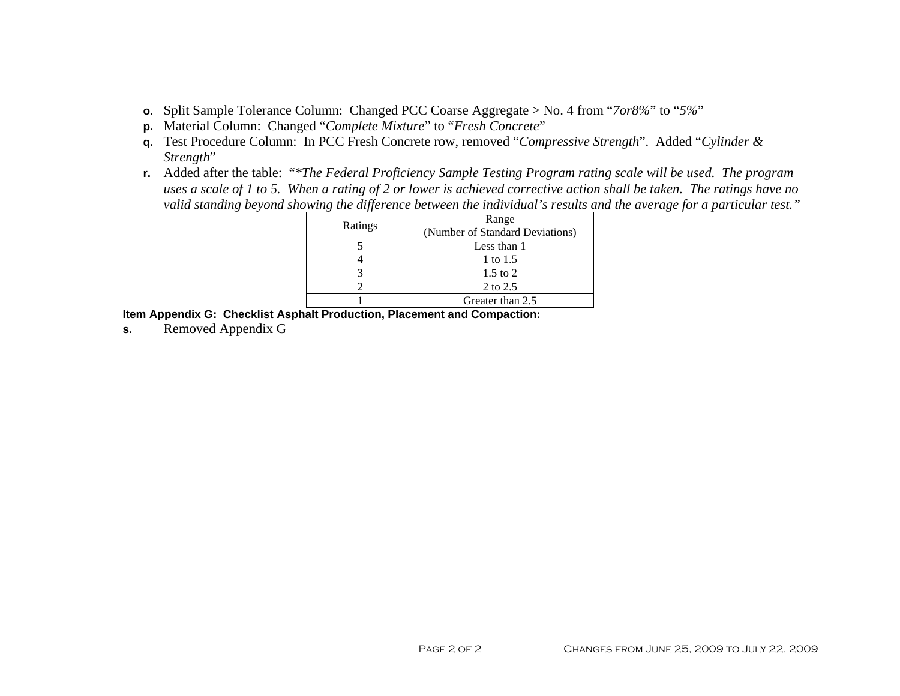- **o.** Split Sample Tolerance Column: Changed PCC Coarse Aggregate > No. 4 from "*7or8%*" to "*5%*"
- **p.** Material Column: Changed "*Complete Mixture*" to "*Fresh Concrete*"
- **q.** Test Procedure Column: In PCC Fresh Concrete row, removed "*Compressive Strength*". Added "*Cylinder & Strength*"
- **r.** Added after the table: "*\*The Federal Proficiency Sample Testing Program rating scale will be used. The program uses a scale of 1 to 5. When a rating of 2 or lower is achieved corrective action shall be taken. The ratings have no valid standing beyond showing the difference between the individual's results and the average for a particular test.*"

| Ratings | Range (Number of Standard Deviations) |
|---|---|
| 5 | Less than 1 |
| 4 | 1 to 1.5 |
| 3 | 1.5 to 2 |
| 2 | 2 to 2.5 |
| 1 | Greater than 2.5 |

**Item Appendix G: Checklist Asphalt Production, Placement and Compaction:**

- **s.** Removed Appendix G